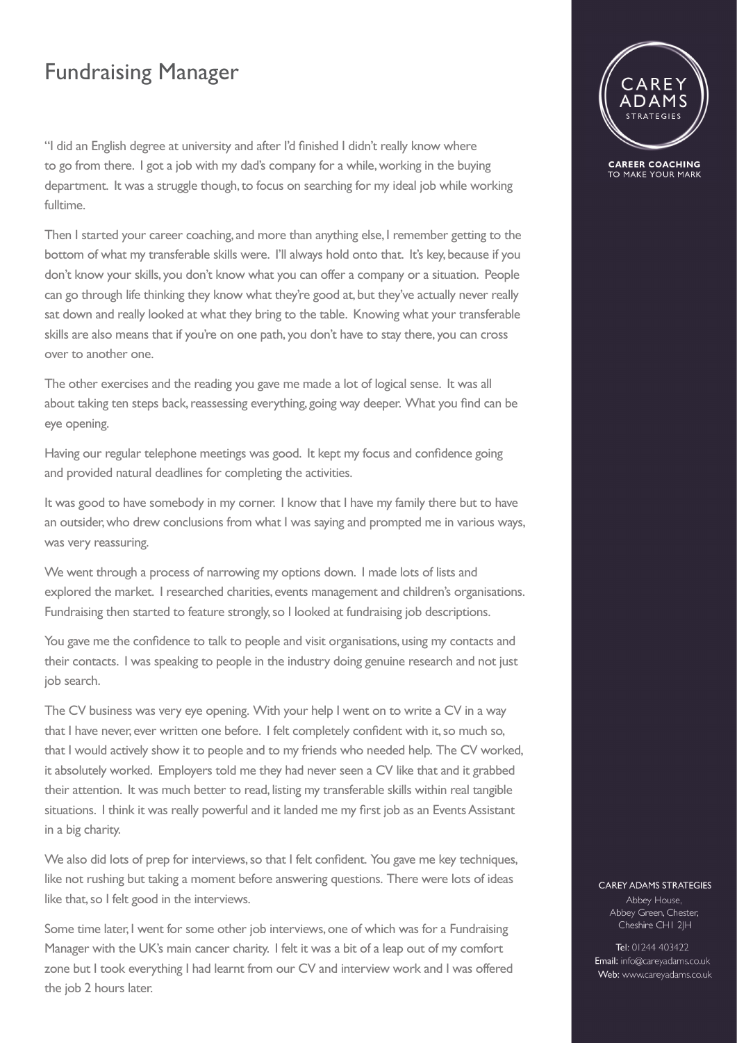# Fundraising Manager

"I did an English degree at university and after I'd finished I didn't really know where to go from there. I got a job with my dad's company for a while, working in the buying department. It was a struggle though, to focus on searching for my ideal job while working fulltime.

Then I started your career coaching, and more than anything else, I remember getting to the bottom of what my transferable skills were. I'll always hold onto that. It's key, because if you don't know your skills, you don't know what you can offer a company or a situation. People can go through life thinking they know what they're good at, but they've actually never really sat down and really looked at what they bring to the table. Knowing what your transferable skills are also means that if you're on one path, you don't have to stay there, you can cross over to another one.

The other exercises and the reading you gave me made a lot of logical sense. It was all about taking ten steps back, reassessing everything, going way deeper. What you find can be eye opening.

Having our regular telephone meetings was good. It kept my focus and confidence going and provided natural deadlines for completing the activities.

It was good to have somebody in my corner. I know that I have my family there but to have an outsider, who drew conclusions from what I was saying and prompted me in various ways, was very reassuring.

We went through a process of narrowing my options down. I made lots of lists and explored the market. I researched charities, events management and children's organisations. Fundraising then started to feature strongly, so I looked at fundraising job descriptions.

You gave me the confidence to talk to people and visit organisations, using my contacts and their contacts. I was speaking to people in the industry doing genuine research and not just job search.

The CV business was very eye opening. With your help I went on to write a CV in a way that I have never, ever written one before. I felt completely confident with it, so much so, that I would actively show it to people and to my friends who needed help. The CV worked, it absolutely worked. Employers told me they had never seen a CV like that and it grabbed their attention. It was much better to read, listing my transferable skills within real tangible situations. I think it was really powerful and it landed me my first job as an Events Assistant in a big charity.

We also did lots of prep for interviews, so that I felt confident. You gave me key techniques, like not rushing but taking a moment before answering questions. There were lots of ideas like that, so I felt good in the interviews.

Some time later, I went for some other job interviews, one of which was for a Fundraising Manager with the UK's main cancer charity. I felt it was a bit of a leap out of my comfort zone but I took everything I had learnt from our CV and interview work and I was offered the job 2 hours later.

CAREY ADAMS STRATEGIES

CAREER COACHING TO MAKE YOUR MARK

CAREY ADAMS STRATEGIES
Abbey House,
Abbey Green, Chester,
Cheshire CH1 2JH

**Tel:** 01244 403422
**Email:** info@careyadams.co.uk
**Web:** www.careyadams.co.uk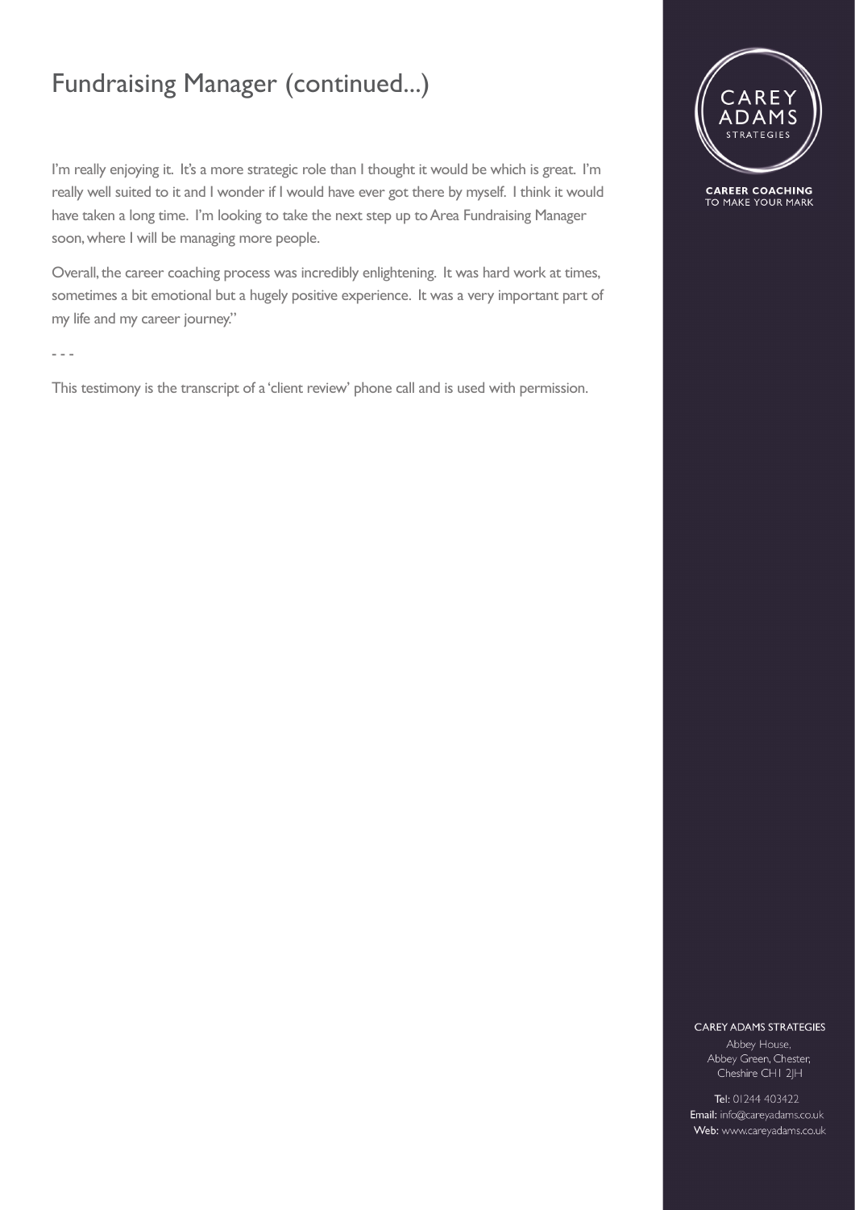# Fundraising Manager (continued...)

I'm really enjoying it. It's a more strategic role than I thought it would be which is great. I'm really well suited to it and I wonder if I would have ever got there by myself. I think it would have taken a long time. I'm looking to take the next step up to Area Fundraising Manager soon, where I will be managing more people.

Overall, the career coaching process was incredibly enlightening. It was hard work at times, sometimes a bit emotional but a hugely positive experience. It was a very important part of my life and my career journey."

- - -

This testimony is the transcript of a 'client review' phone call and is used with permission.

CAREY ADAMS STRATEGIES

CAREER COACHING TO MAKE YOUR MARK

CAREY ADAMS STRATEGIES
Abbey House,
Abbey Green, Chester,
Cheshire CH1 2JH

Tel: 01244 403422
Email: info@careyadams.co.uk
Web: www.careyadams.co.uk